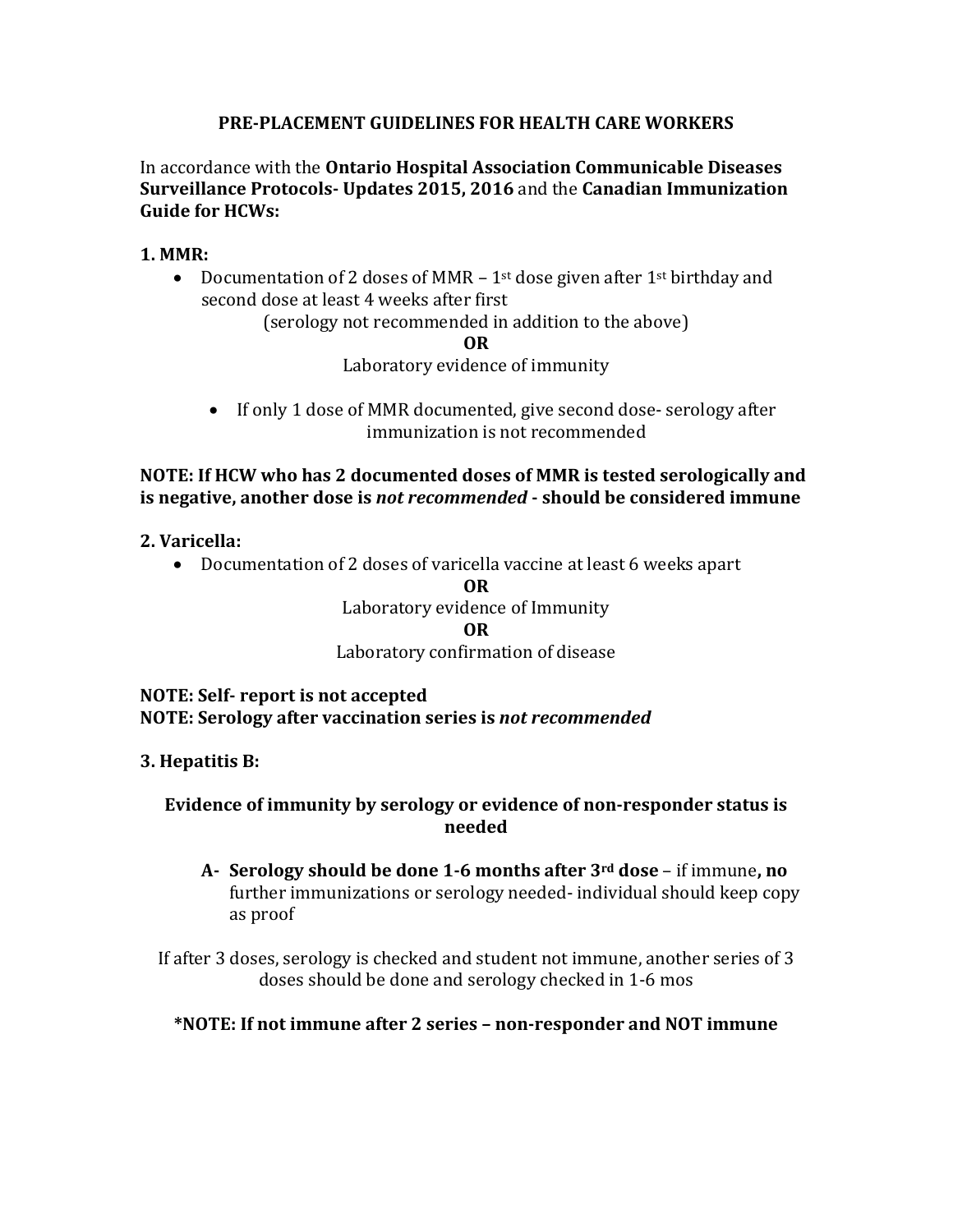# PRE-PLACEMENT GUIDELINES FOR HEALTH CARE WORKERS

In accordance with the **Ontario Hospital Association Communicable Diseases Surveillance Protocols- Updates 2015, 2016** and the **Canadian Immunization Guide for HCWs:**

**1. MMR:**

- Documentation of 2 doses of MMR – 1st dose given after 1st birthday and second dose at least 4 weeks after first

  (serology not recommended in addition to the above)

  **OR**

  Laboratory evidence of immunity

  - If only 1 dose of MMR documented, give second dose- serology after immunization is not recommended

**NOTE: If HCW who has 2 documented doses of MMR is tested serologically and is negative, another dose is *not recommended* - should be considered immune**

**2. Varicella:**

- Documentation of 2 doses of varicella vaccine at least 6 weeks apart

  **OR**

  Laboratory evidence of Immunity

  **OR**

  Laboratory confirmation of disease

**NOTE: Self- report is not accepted**
**NOTE: Serology after vaccination series is *not recommended***

**3. Hepatitis B:**

**Evidence of immunity by serology or evidence of non-responder status is needed**

A- **Serology should be done 1-6 months after 3rd dose** – if immune**, no** further immunizations or serology needed- individual should keep copy as proof

If after 3 doses, serology is checked and student not immune, another series of 3 doses should be done and serology checked in 1-6 mos

**\*NOTE: If not immune after 2 series – non-responder and NOT immune**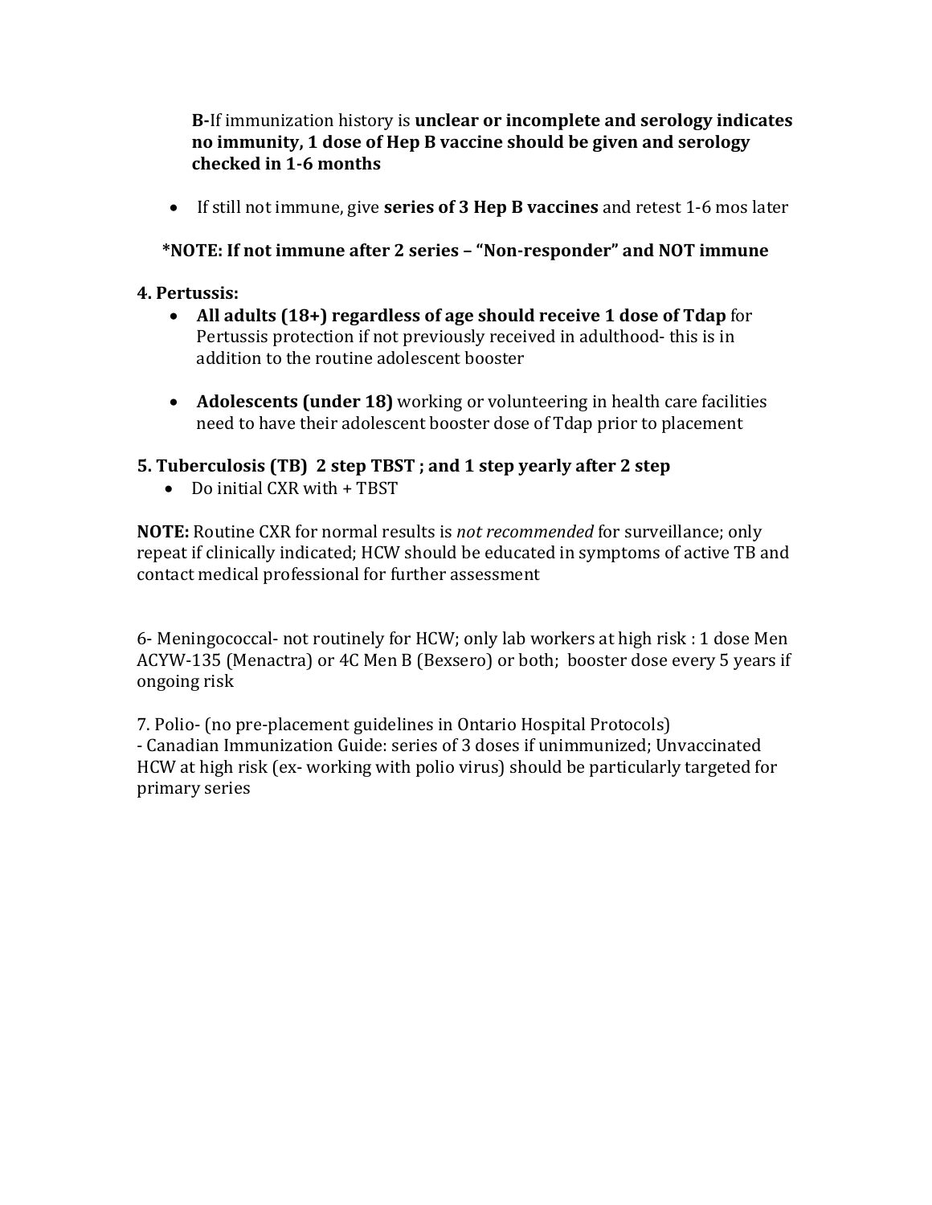**B-**If immunization history is **unclear or incomplete and serology indicates no immunity, 1 dose of Hep B vaccine should be given and serology checked in 1-6 months**

- If still not immune, give **series of 3 Hep B vaccines** and retest 1-6 mos later

**\*NOTE: If not immune after 2 series – "Non-responder" and NOT immune**

**4. Pertussis:**

- **All adults (18+) regardless of age should receive 1 dose of Tdap** for Pertussis protection if not previously received in adulthood- this is in addition to the routine adolescent booster
- **Adolescents (under 18)** working or volunteering in health care facilities need to have their adolescent booster dose of Tdap prior to placement

**5. Tuberculosis (TB) 2 step TBST ; and 1 step yearly after 2 step**

- Do initial CXR with + TBST

**NOTE:** Routine CXR for normal results is *not recommended* for surveillance; only repeat if clinically indicated; HCW should be educated in symptoms of active TB and contact medical professional for further assessment

6- Meningococcal- not routinely for HCW; only lab workers at high risk : 1 dose Men ACYW-135 (Menactra) or 4C Men B (Bexsero) or both; booster dose every 5 years if ongoing risk

7. Polio- (no pre-placement guidelines in Ontario Hospital Protocols)
- Canadian Immunization Guide: series of 3 doses if unimmunized; Unvaccinated HCW at high risk (ex- working with polio virus) should be particularly targeted for primary series